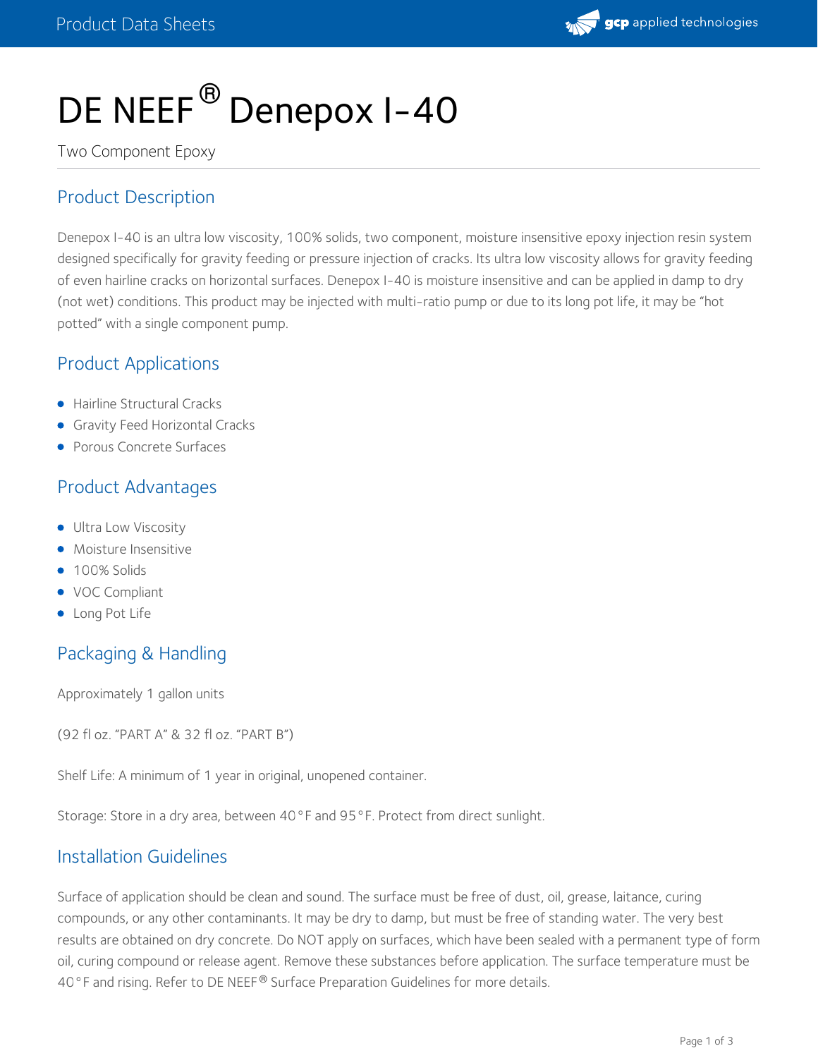# DE NEEF® Denepox I-40

Two Component Epoxy

## Product Description

Denepox I-40 is an ultra low viscosity, 100% solids, two component, moisture insensitive epoxy injection resin system designed specifically for gravity feeding or pressure injection of cracks. Its ultra low viscosity allows for gravity feeding of even hairline cracks on horizontal surfaces. Denepox I-40 is moisture insensitive and can be applied in damp to dry (not wet) conditions. This product may be injected with multi-ratio pump or due to its long pot life, it may be "hot potted" with a single component pump.

## Product Applications

- Hairline Structural Cracks
- Gravity Feed Horizontal Cracks
- Porous Concrete Surfaces

## Product Advantages

- Ultra Low Viscosity
- Moisture Insensitive
- 100% Solids
- VOC Compliant
- Long Pot Life

## Packaging & Handling

Approximately 1 gallon units

(92 fl oz. "PART A" & 32 fl oz. "PART B")

Shelf Life: A minimum of 1 year in original, unopened container.

Storage: Store in a dry area, between 40°F and 95°F. Protect from direct sunlight.

## Installation Guidelines

Surface of application should be clean and sound. The surface must be free of dust, oil, grease, laitance, curing compounds, or any other contaminants. It may be dry to damp, but must be free of standing water. The very best results are obtained on dry concrete. Do NOT apply on surfaces, which have been sealed with a permanent type of form oil, curing compound or release agent. Remove these substances before application. The surface temperature must be 40°F and rising. Refer to DE NEEF® Surface Preparation Guidelines for more details.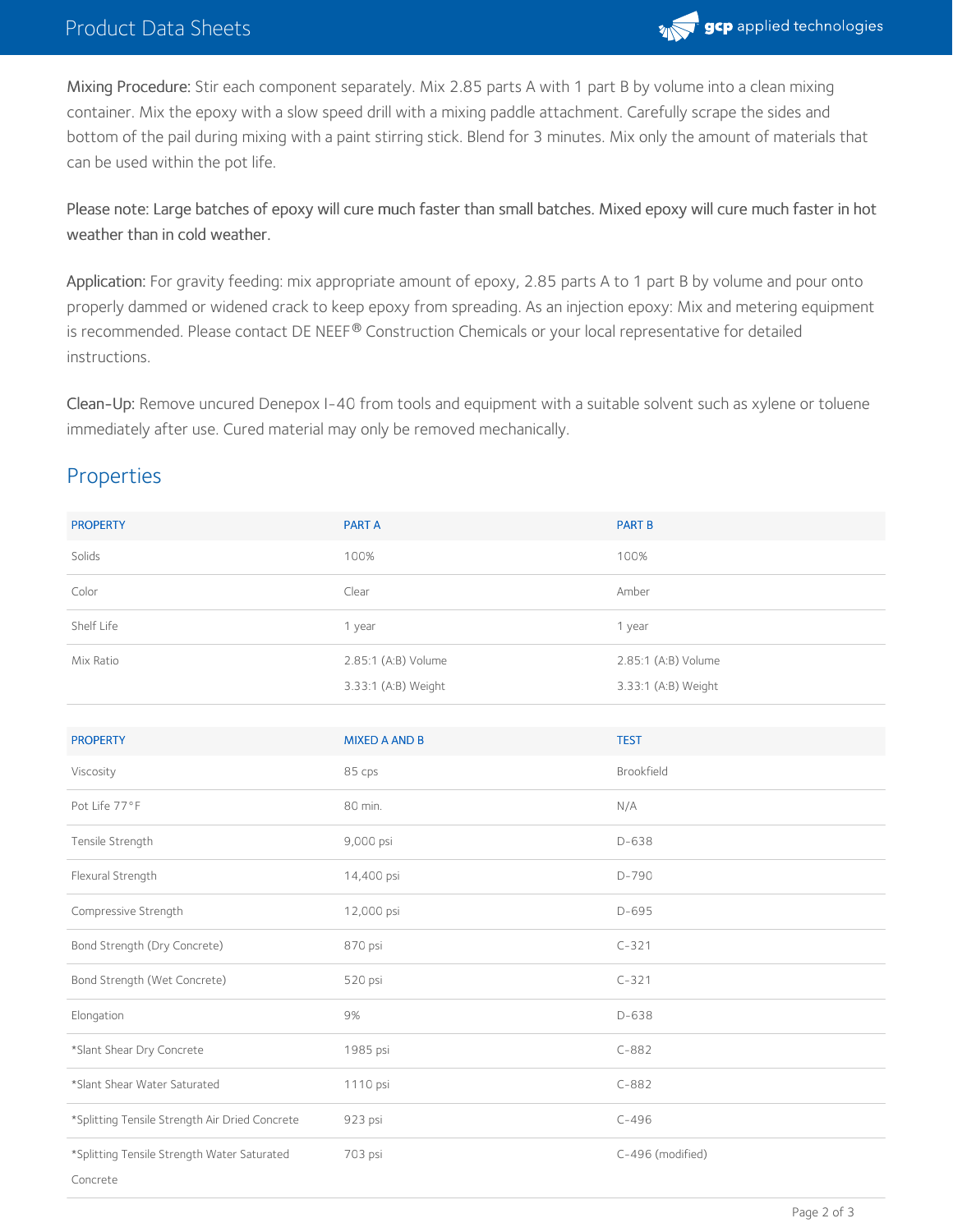**Mixing Procedure:** Stir each component separately. Mix 2.85 parts A with 1 part B by volume into a clean mixing container. Mix the epoxy with a slow speed drill with a mixing paddle attachment. Carefully scrape the sides and bottom of the pail during mixing with a paint stirring stick. Blend for 3 minutes. Mix only the amount of materials that can be used within the pot life.

Please note: Large batches of epoxy will cure much faster than small batches. Mixed epoxy will cure much faster in hot weather than in cold weather.

**Application:** For gravity feeding: mix appropriate amount of epoxy, 2.85 parts A to 1 part B by volume and pour onto properly dammed or widened crack to keep epoxy from spreading. As an injection epoxy: Mix and metering equipment is recommended. Please contact DE NEEF® Construction Chemicals or your local representative for detailed instructions.

**Clean-Up:** Remove uncured Denepox I-40 from tools and equipment with a suitable solvent such as xylene or toluene immediately after use. Cured material may only be removed mechanically.

## Properties

| PROPERTY | PART A | PART B |
|---|---|---|
| Solids | 100% | 100% |
| Color | Clear | Amber |
| Shelf Life | 1 year | 1 year |
| Mix Ratio | 2.85:1 (A:B) Volume<br>3.33:1 (A:B) Weight | 2.85:1 (A:B) Volume<br>3.33:1 (A:B) Weight |

| PROPERTY | MIXED A AND B | TEST |
|---|---|---|
| Viscosity | 85 cps | Brookfield |
| Pot Life 77°F | 80 min. | N/A |
| Tensile Strength | 9,000 psi | D-638 |
| Flexural Strength | 14,400 psi | D-790 |
| Compressive Strength | 12,000 psi | D-695 |
| Bond Strength (Dry Concrete) | 870 psi | C-321 |
| Bond Strength (Wet Concrete) | 520 psi | C-321 |
| Elongation | 9% | D-638 |
| *Slant Shear Dry Concrete | 1985 psi | C-882 |
| *Slant Shear Water Saturated | 1110 psi | C-882 |
| *Splitting Tensile Strength Air Dried Concrete | 923 psi | C-496 |
| *Splitting Tensile Strength Water Saturated Concrete | 703 psi | C-496 (modified) |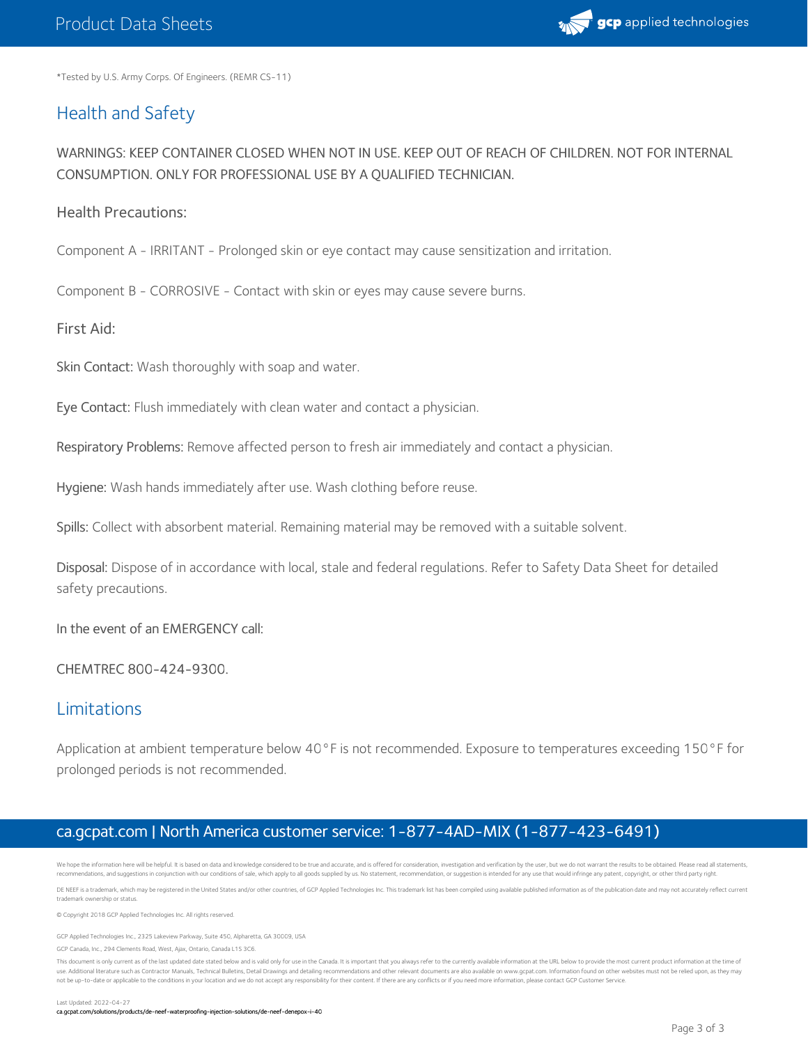*Tested by U.S. Army Corps. Of Engineers. (REMR CS-11)

## Health and Safety

WARNINGS: KEEP CONTAINER CLOSED WHEN NOT IN USE. KEEP OUT OF REACH OF CHILDREN. NOT FOR INTERNAL CONSUMPTION. ONLY FOR PROFESSIONAL USE BY A QUALIFIED TECHNICIAN.

Health Precautions:

Component A - IRRITANT - Prolonged skin or eye contact may cause sensitization and irritation.

Component B - CORROSIVE - Contact with skin or eyes may cause severe burns.

First Aid:

Skin Contact: Wash thoroughly with soap and water.

Eye Contact: Flush immediately with clean water and contact a physician.

Respiratory Problems: Remove affected person to fresh air immediately and contact a physician.

Hygiene: Wash hands immediately after use. Wash clothing before reuse.

Spills: Collect with absorbent material. Remaining material may be removed with a suitable solvent.

Disposal: Dispose of in accordance with local, stale and federal regulations. Refer to Safety Data Sheet for detailed safety precautions.

In the event of an EMERGENCY call:

CHEMTREC 800-424-9300.

## Limitations

Application at ambient temperature below 40°F is not recommended. Exposure to temperatures exceeding 150°F for prolonged periods is not recommended.

ca.gcpat.com | North America customer service: 1-877-4AD-MIX (1-877-423-6491)

We hope the information here will be helpful. It is based on data and knowledge considered to be true and accurate, and is offered for consideration, investigation and verification by the user, but we do not warrant the results to be obtained. Please read all statements, recommendations, and suggestions in conjunction with our conditions of sale, which apply to all goods supplied by us. No statement, recommendation, or suggestion is intended for any use that would infringe any patent, copyright, or other third party right.

DE NEEF is a trademark, which may be registered in the United States and/or other countries, of GCP Applied Technologies Inc. This trademark list has been compiled using available published information as of the publication date and may not accurately reflect current trademark ownership or status.

© Copyright 2018 GCP Applied Technologies Inc. All rights reserved.

GCP Applied Technologies Inc., 2325 Lakeview Parkway, Suite 450, Alpharetta, GA 30009, USA

GCP Canada, Inc., 294 Clements Road, West, Ajax, Ontario, Canada L1S 3C6.

This document is only current as of the last updated date stated below and is valid only for use in the Canada. It is important that you always refer to the currently available information at the URL below to provide the most current product information at the time of use. Additional literature such as Contractor Manuals, Technical Bulletins, Detail Drawings and detailing recommendations and other relevant documents are also available on www.gcpat.com. Information found on other websites must not be relied upon, as they may not be up-to-date or applicable to the conditions in your location and we do not accept any responsibility for their content. If there are any conflicts or if you need more information, please contact GCP Customer Service.

Last Updated: 2022-04-27
ca.gcpat.com/solutions/products/de-neef-waterproofing-injection-solutions/de-neef-denepox-i-40